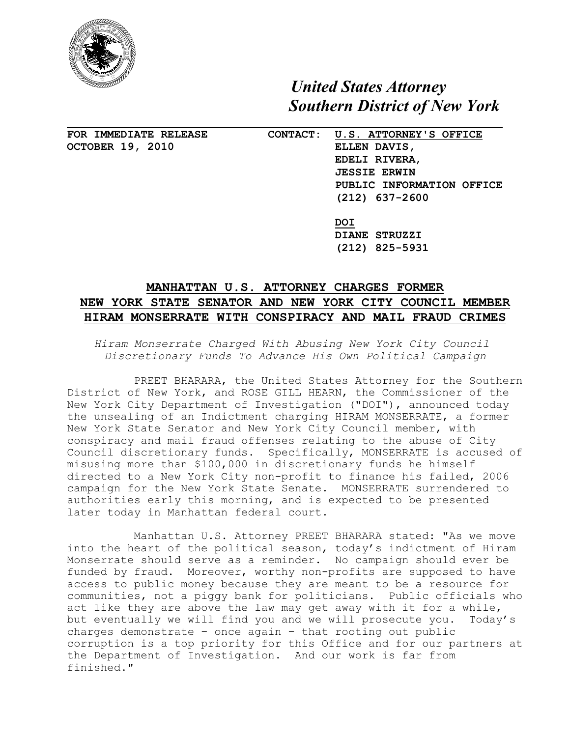*United States Attorney*
*Southern District of New York*

**FOR IMMEDIATE RELEASE**
**OCTOBER 19, 2010**

**CONTACT:** **U.S. ATTORNEY'S OFFICE**
**ELLEN DAVIS,**
**EDELI RIVERA,**
**JESSIE ERWIN**
**PUBLIC INFORMATION OFFICE**
**(212) 637-2600**

**DOI**
**DIANE STRUZZI**
**(212) 825-5931**

## MANHATTAN U.S. ATTORNEY CHARGES FORMER NEW YORK STATE SENATOR AND NEW YORK CITY COUNCIL MEMBER HIRAM MONSERRATE WITH CONSPIRACY AND MAIL FRAUD CRIMES

*Hiram Monserrate Charged With Abusing New York City Council Discretionary Funds To Advance His Own Political Campaign*

PREET BHARARA, the United States Attorney for the Southern District of New York, and ROSE GILL HEARN, the Commissioner of the New York City Department of Investigation ("DOI"), announced today the unsealing of an Indictment charging HIRAM MONSERRATE, a former New York State Senator and New York City Council member, with conspiracy and mail fraud offenses relating to the abuse of City Council discretionary funds. Specifically, MONSERRATE is accused of misusing more than $100,000 in discretionary funds he himself directed to a New York City non-profit to finance his failed, 2006 campaign for the New York State Senate. MONSERRATE surrendered to authorities early this morning, and is expected to be presented later today in Manhattan federal court.

Manhattan U.S. Attorney PREET BHARARA stated: "As we move into the heart of the political season, today's indictment of Hiram Monserrate should serve as a reminder. No campaign should ever be funded by fraud. Moreover, worthy non-profits are supposed to have access to public money because they are meant to be a resource for communities, not a piggy bank for politicians. Public officials who act like they are above the law may get away with it for a while, but eventually we will find you and we will prosecute you. Today's charges demonstrate – once again – that rooting out public corruption is a top priority for this Office and for our partners at the Department of Investigation. And our work is far from finished."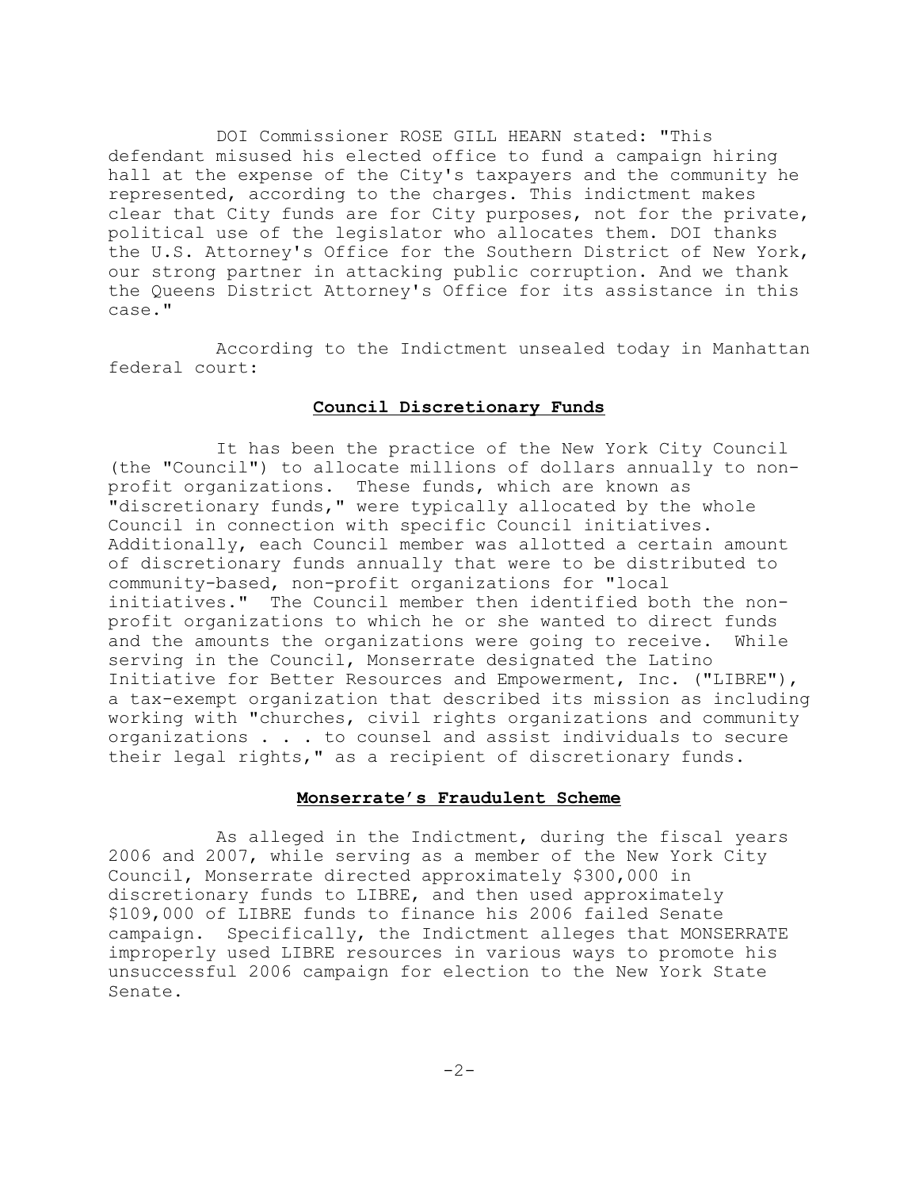DOI Commissioner ROSE GILL HEARN stated: "This defendant misused his elected office to fund a campaign hiring hall at the expense of the City's taxpayers and the community he represented, according to the charges. This indictment makes clear that City funds are for City purposes, not for the private, political use of the legislator who allocates them. DOI thanks the U.S. Attorney's Office for the Southern District of New York, our strong partner in attacking public corruption. And we thank the Queens District Attorney's Office for its assistance in this case."

According to the Indictment unsealed today in Manhattan federal court:

## **Council Discretionary Funds**

It has been the practice of the New York City Council (the "Council") to allocate millions of dollars annually to non-profit organizations. These funds, which are known as "discretionary funds," were typically allocated by the whole Council in connection with specific Council initiatives. Additionally, each Council member was allotted a certain amount of discretionary funds annually that were to be distributed to community-based, non-profit organizations for "local initiatives." The Council member then identified both the non-profit organizations to which he or she wanted to direct funds and the amounts the organizations were going to receive. While serving in the Council, Monserrate designated the Latino Initiative for Better Resources and Empowerment, Inc. ("LIBRE"), a tax-exempt organization that described its mission as including working with "churches, civil rights organizations and community organizations . . . to counsel and assist individuals to secure their legal rights," as a recipient of discretionary funds.

## **Monserrate's Fraudulent Scheme**

As alleged in the Indictment, during the fiscal years 2006 and 2007, while serving as a member of the New York City Council, Monserrate directed approximately $300,000 in discretionary funds to LIBRE, and then used approximately $109,000 of LIBRE funds to finance his 2006 failed Senate campaign. Specifically, the Indictment alleges that MONSERRATE improperly used LIBRE resources in various ways to promote his unsuccessful 2006 campaign for election to the New York State Senate.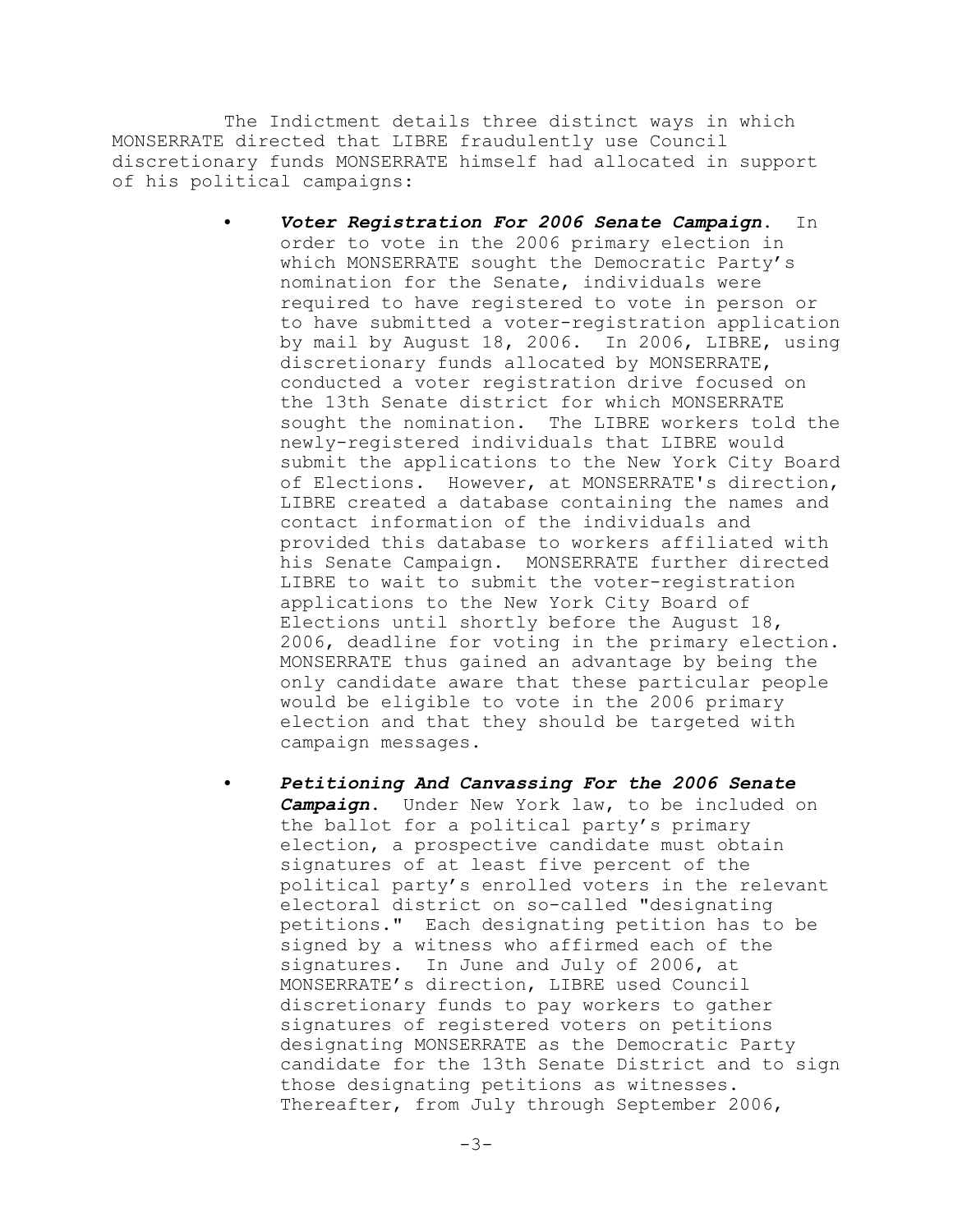The Indictment details three distinct ways in which MONSERRATE directed that LIBRE fraudulently use Council discretionary funds MONSERRATE himself had allocated in support of his political campaigns:

- ***Voter Registration For 2006 Senate Campaign***. In order to vote in the 2006 primary election in which MONSERRATE sought the Democratic Party's nomination for the Senate, individuals were required to have registered to vote in person or to have submitted a voter-registration application by mail by August 18, 2006. In 2006, LIBRE, using discretionary funds allocated by MONSERRATE, conducted a voter registration drive focused on the 13th Senate district for which MONSERRATE sought the nomination. The LIBRE workers told the newly-registered individuals that LIBRE would submit the applications to the New York City Board of Elections. However, at MONSERRATE's direction, LIBRE created a database containing the names and contact information of the individuals and provided this database to workers affiliated with his Senate Campaign. MONSERRATE further directed LIBRE to wait to submit the voter-registration applications to the New York City Board of Elections until shortly before the August 18, 2006, deadline for voting in the primary election. MONSERRATE thus gained an advantage by being the only candidate aware that these particular people would be eligible to vote in the 2006 primary election and that they should be targeted with campaign messages.

- ***Petitioning And Canvassing For the 2006 Senate Campaign***. Under New York law, to be included on the ballot for a political party's primary election, a prospective candidate must obtain signatures of at least five percent of the political party's enrolled voters in the relevant electoral district on so-called "designating petitions." Each designating petition has to be signed by a witness who affirmed each of the signatures. In June and July of 2006, at MONSERRATE's direction, LIBRE used Council discretionary funds to pay workers to gather signatures of registered voters on petitions designating MONSERRATE as the Democratic Party candidate for the 13th Senate District and to sign those designating petitions as witnesses. Thereafter, from July through September 2006,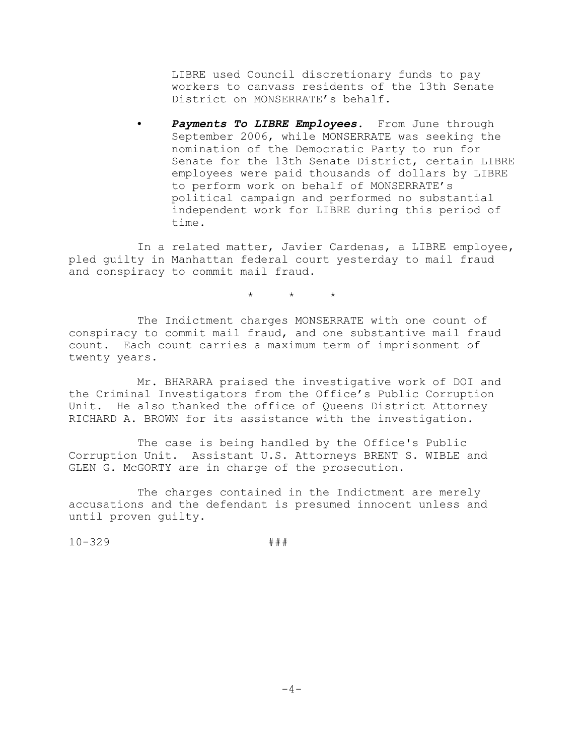LIBRE used Council discretionary funds to pay workers to canvass residents of the 13th Senate District on MONSERRATE's behalf.

- ***Payments To LIBRE Employees.*** From June through September 2006, while MONSERRATE was seeking the nomination of the Democratic Party to run for Senate for the 13th Senate District, certain LIBRE employees were paid thousands of dollars by LIBRE to perform work on behalf of MONSERRATE's political campaign and performed no substantial independent work for LIBRE during this period of time.

In a related matter, Javier Cardenas, a LIBRE employee, pled guilty in Manhattan federal court yesterday to mail fraud and conspiracy to commit mail fraud.

\* \* \*

The Indictment charges MONSERRATE with one count of conspiracy to commit mail fraud, and one substantive mail fraud count. Each count carries a maximum term of imprisonment of twenty years.

Mr. BHARARA praised the investigative work of DOI and the Criminal Investigators from the Office's Public Corruption Unit. He also thanked the office of Queens District Attorney RICHARD A. BROWN for its assistance with the investigation.

The case is being handled by the Office's Public Corruption Unit. Assistant U.S. Attorneys BRENT S. WIBLE and GLEN G. McGORTY are in charge of the prosecution.

The charges contained in the Indictment are merely accusations and the defendant is presumed innocent unless and until proven guilty.

10-329 ###